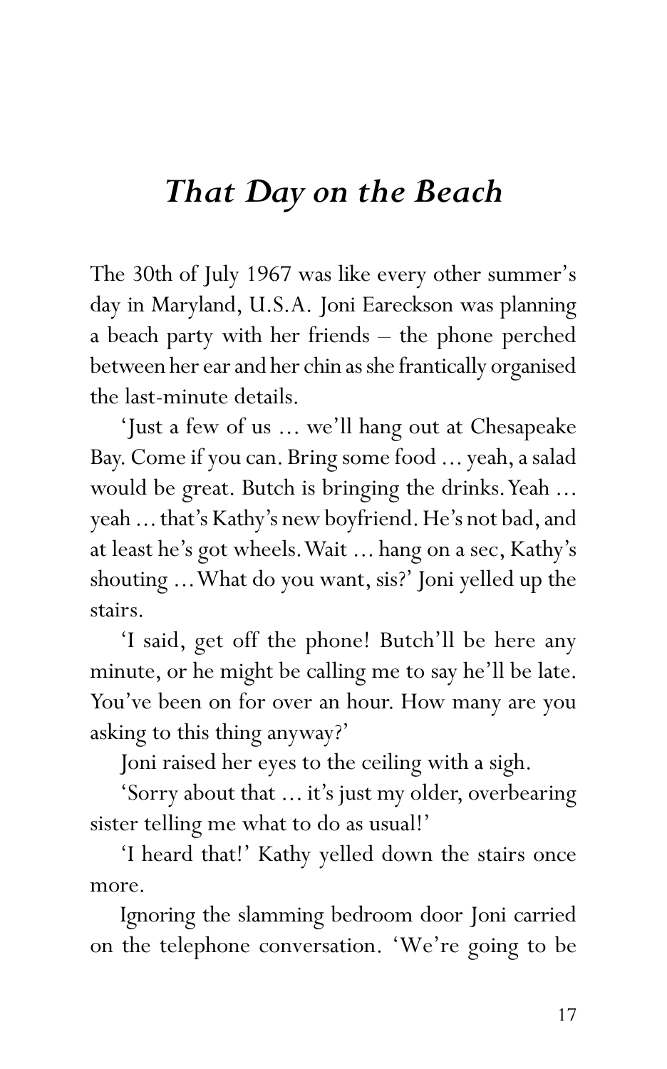# *That Day on the Beach*

The 30th of July 1967 was like every other summer's day in Maryland, U.S.A. Joni Eareckson was planning a beach party with her friends – the phone perched between her ear and her chin as she frantically organised the last-minute details.

'Just a few of us … we'll hang out at Chesapeake Bay. Come if you can. Bring some food … yeah, a salad would be great. Butch is bringing the drinks. Yeah … yeah … that's Kathy's new boyfriend. He's not bad, and at least he's got wheels. Wait … hang on a sec, Kathy's shouting … What do you want, sis?' Joni yelled up the stairs.

'I said, get off the phone! Butch'll be here any minute, or he might be calling me to say he'll be late. You've been on for over an hour. How many are you asking to this thing anyway?'

Joni raised her eyes to the ceiling with a sigh.

'Sorry about that … it's just my older, overbearing sister telling me what to do as usual!'

'I heard that!' Kathy yelled down the stairs once more.

Ignoring the slamming bedroom door Joni carried on the telephone conversation. 'We're going to be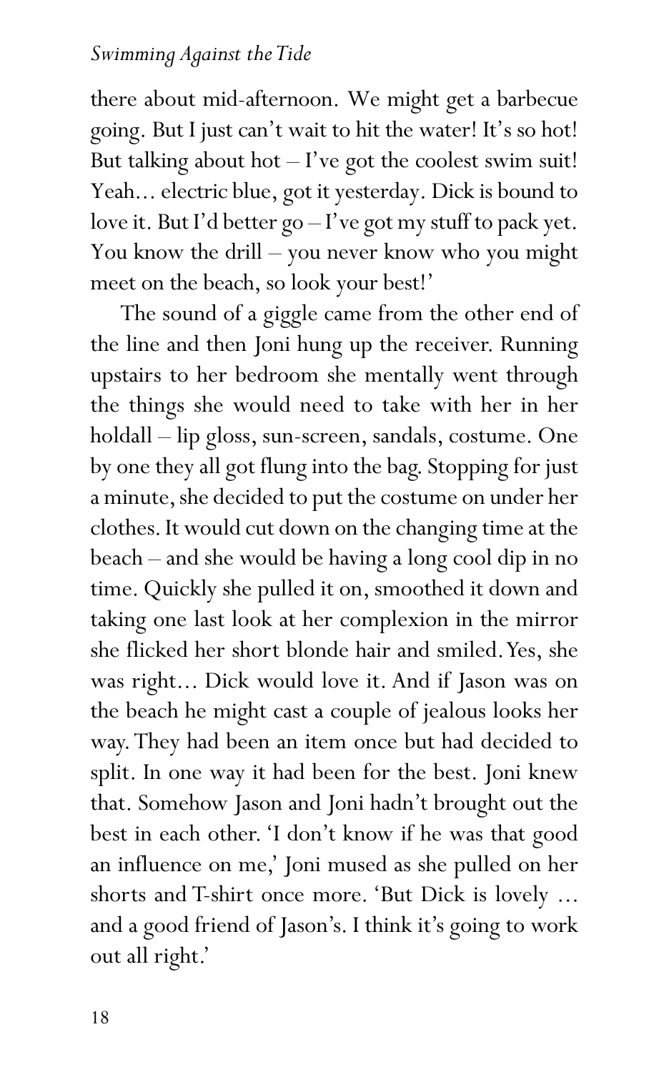there about mid-afternoon. We might get a barbecue going. But I just can't wait to hit the water! It's so hot! But talking about hot – I've got the coolest swim suit! Yeah… electric blue, got it yesterday. Dick is bound to love it. But I'd better go – I've got my stuff to pack yet. You know the drill – you never know who you might meet on the beach, so look your best!'

The sound of a giggle came from the other end of the line and then Joni hung up the receiver. Running upstairs to her bedroom she mentally went through the things she would need to take with her in her holdall – lip gloss, sun-screen, sandals, costume. One by one they all got flung into the bag. Stopping for just a minute, she decided to put the costume on under her clothes. It would cut down on the changing time at the beach – and she would be having a long cool dip in no time. Quickly she pulled it on, smoothed it down and taking one last look at her complexion in the mirror she flicked her short blonde hair and smiled. Yes, she was right… Dick would love it. And if Jason was on the beach he might cast a couple of jealous looks her way. They had been an item once but had decided to split. In one way it had been for the best. Joni knew that. Somehow Jason and Joni hadn't brought out the best in each other. 'I don't know if he was that good an influence on me,' Joni mused as she pulled on her shorts and T-shirt once more. 'But Dick is lovely … and a good friend of Jason's. I think it's going to work out all right.'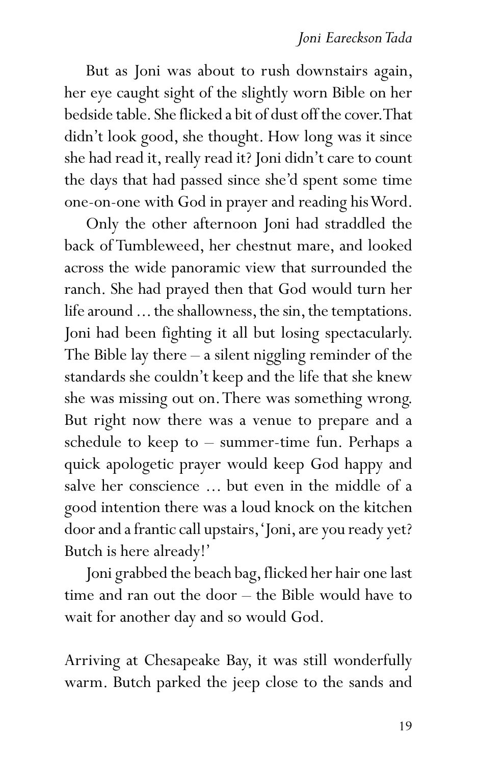But as Joni was about to rush downstairs again, her eye caught sight of the slightly worn Bible on her bedside table. She flicked a bit of dust off the cover. That didn't look good, she thought. How long was it since she had read it, really read it? Joni didn't care to count the days that had passed since she'd spent some time one-on-one with God in prayer and reading his Word.

Only the other afternoon Joni had straddled the back of Tumbleweed, her chestnut mare, and looked across the wide panoramic view that surrounded the ranch. She had prayed then that God would turn her life around ... the shallowness, the sin, the temptations. Joni had been fighting it all but losing spectacularly. The Bible lay there – a silent niggling reminder of the standards she couldn't keep and the life that she knew she was missing out on. There was something wrong. But right now there was a venue to prepare and a schedule to keep to – summer-time fun. Perhaps a quick apologetic prayer would keep God happy and salve her conscience ... but even in the middle of a good intention there was a loud knock on the kitchen door and a frantic call upstairs, 'Joni, are you ready yet? Butch is here already!'

Joni grabbed the beach bag, flicked her hair one last time and ran out the door – the Bible would have to wait for another day and so would God.

Arriving at Chesapeake Bay, it was still wonderfully warm. Butch parked the jeep close to the sands and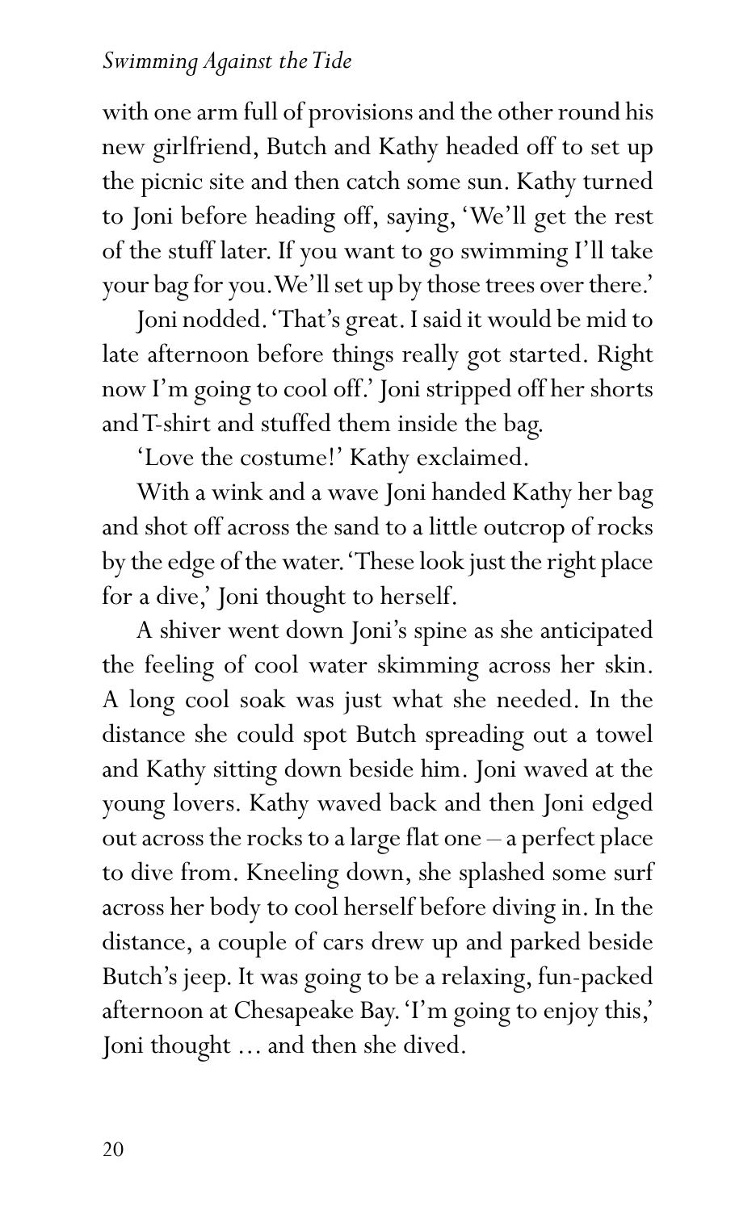with one arm full of provisions and the other round his new girlfriend, Butch and Kathy headed off to set up the picnic site and then catch some sun. Kathy turned to Joni before heading off, saying, 'We'll get the rest of the stuff later. If you want to go swimming I'll take your bag for you. We'll set up by those trees over there.'

Joni nodded. 'That's great. I said it would be mid to late afternoon before things really got started. Right now I'm going to cool off.' Joni stripped off her shorts and T-shirt and stuffed them inside the bag.

'Love the costume!' Kathy exclaimed.

With a wink and a wave Joni handed Kathy her bag and shot off across the sand to a little outcrop of rocks by the edge of the water. 'These look just the right place for a dive,' Joni thought to herself.

A shiver went down Joni's spine as she anticipated the feeling of cool water skimming across her skin. A long cool soak was just what she needed. In the distance she could spot Butch spreading out a towel and Kathy sitting down beside him. Joni waved at the young lovers. Kathy waved back and then Joni edged out across the rocks to a large flat one – a perfect place to dive from. Kneeling down, she splashed some surf across her body to cool herself before diving in. In the distance, a couple of cars drew up and parked beside Butch's jeep. It was going to be a relaxing, fun-packed afternoon at Chesapeake Bay. 'I'm going to enjoy this,' Joni thought … and then she dived.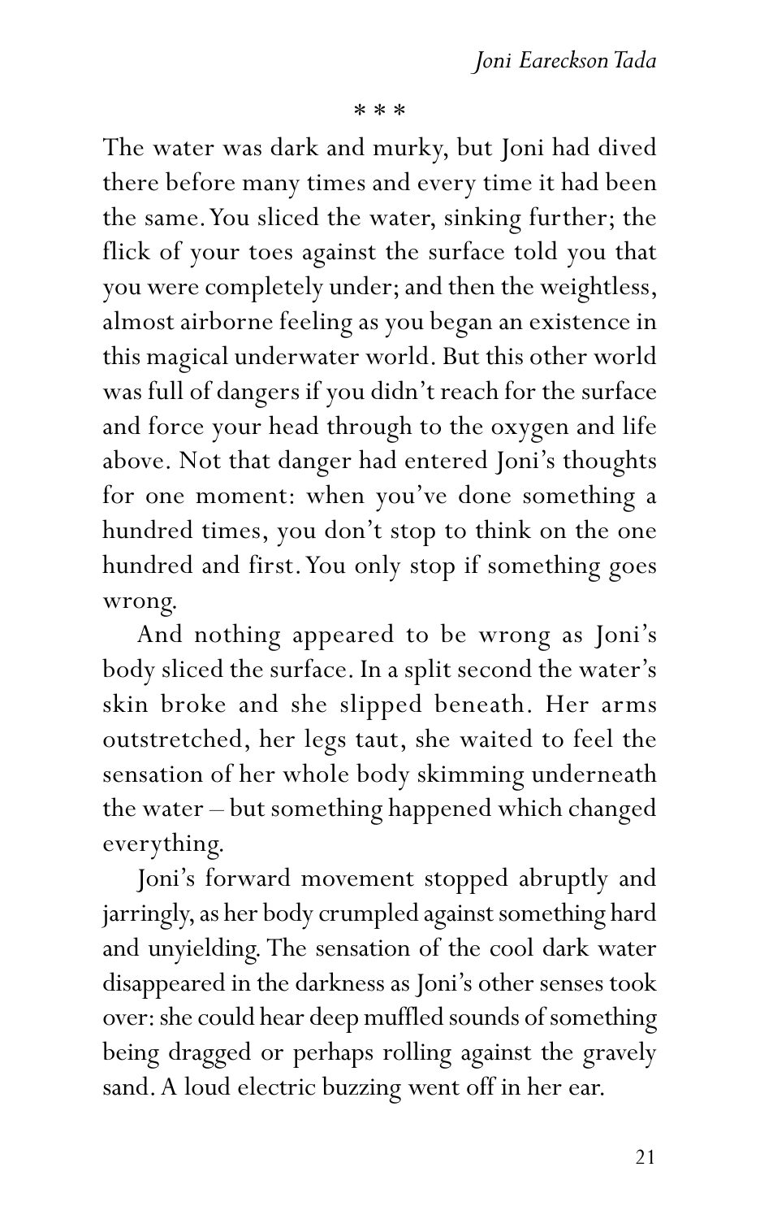\* \* \*

The water was dark and murky, but Joni had dived there before many times and every time it had been the same. You sliced the water, sinking further; the flick of your toes against the surface told you that you were completely under; and then the weightless, almost airborne feeling as you began an existence in this magical underwater world. But this other world was full of dangers if you didn't reach for the surface and force your head through to the oxygen and life above. Not that danger had entered Joni's thoughts for one moment: when you've done something a hundred times, you don't stop to think on the one hundred and first. You only stop if something goes wrong.

And nothing appeared to be wrong as Joni's body sliced the surface. In a split second the water's skin broke and she slipped beneath. Her arms outstretched, her legs taut, she waited to feel the sensation of her whole body skimming underneath the water – but something happened which changed everything.

Joni's forward movement stopped abruptly and jarringly, as her body crumpled against something hard and unyielding. The sensation of the cool dark water disappeared in the darkness as Joni's other senses took over: she could hear deep muffled sounds of something being dragged or perhaps rolling against the gravely sand. A loud electric buzzing went off in her ear.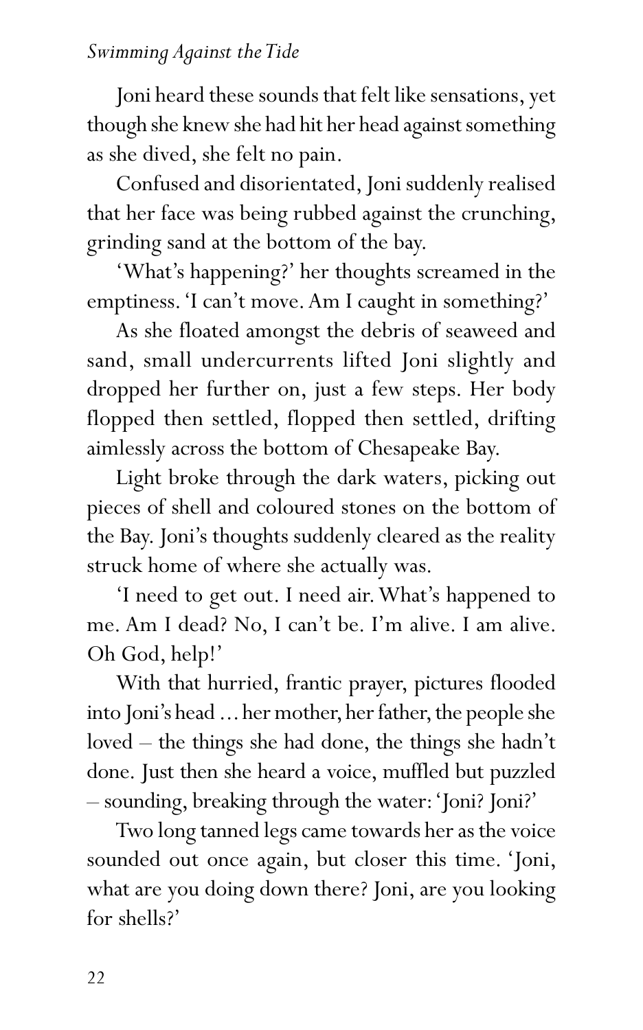Joni heard these sounds that felt like sensations, yet though she knew she had hit her head against something as she dived, she felt no pain.

Confused and disorientated, Joni suddenly realised that her face was being rubbed against the crunching, grinding sand at the bottom of the bay.

'What's happening?' her thoughts screamed in the emptiness. 'I can't move. Am I caught in something?'

As she floated amongst the debris of seaweed and sand, small undercurrents lifted Joni slightly and dropped her further on, just a few steps. Her body flopped then settled, flopped then settled, drifting aimlessly across the bottom of Chesapeake Bay.

Light broke through the dark waters, picking out pieces of shell and coloured stones on the bottom of the Bay. Joni's thoughts suddenly cleared as the reality struck home of where she actually was.

'I need to get out. I need air. What's happened to me. Am I dead? No, I can't be. I'm alive. I am alive. Oh God, help!'

With that hurried, frantic prayer, pictures flooded into Joni's head … her mother, her father, the people she loved – the things she had done, the things she hadn't done. Just then she heard a voice, muffled but puzzled – sounding, breaking through the water: 'Joni? Joni?'

Two long tanned legs came towards her as the voice sounded out once again, but closer this time. 'Joni, what are you doing down there? Joni, are you looking for shells?'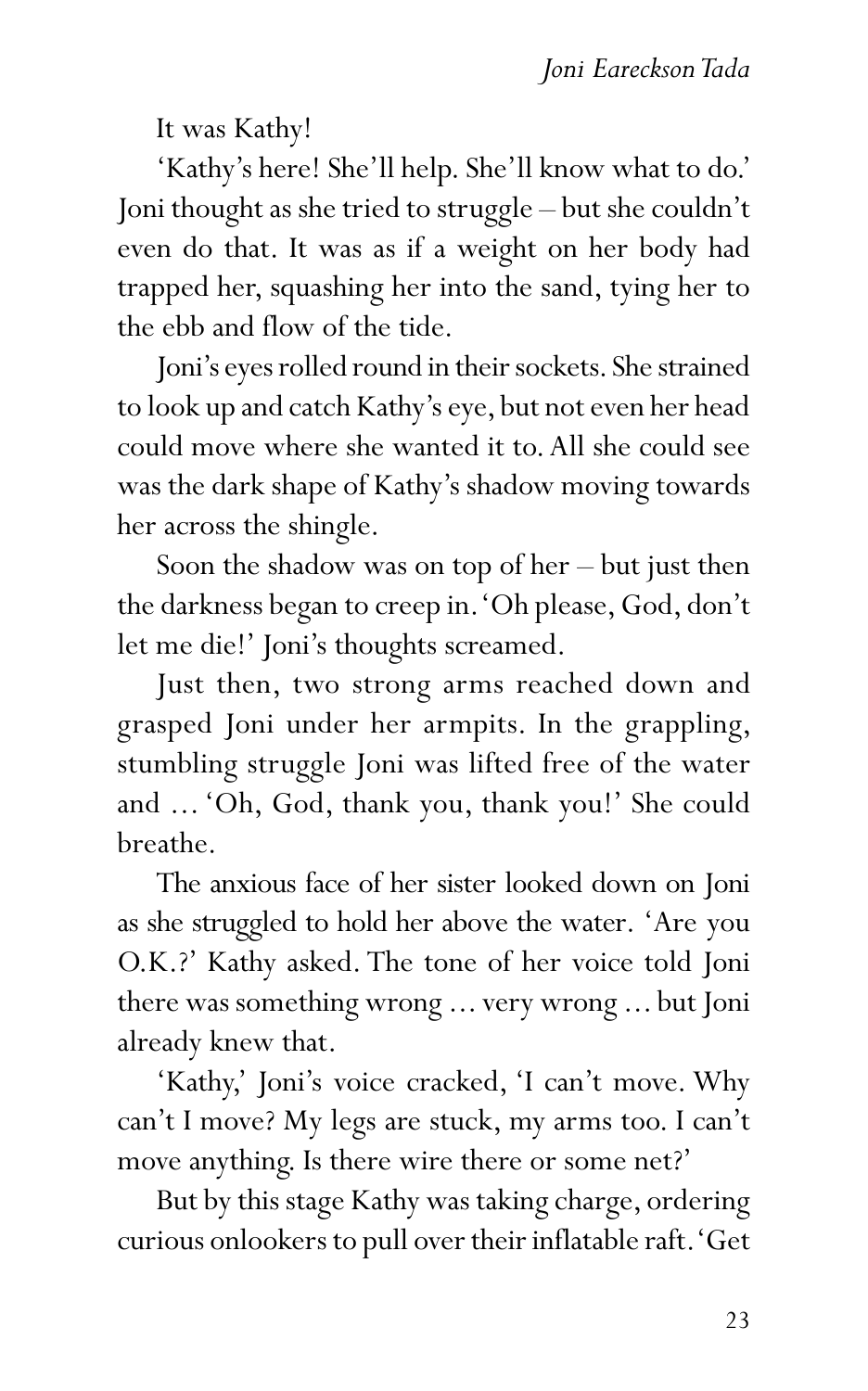It was Kathy!

'Kathy's here! She'll help. She'll know what to do.' Joni thought as she tried to struggle – but she couldn't even do that. It was as if a weight on her body had trapped her, squashing her into the sand, tying her to the ebb and flow of the tide.

Joni's eyes rolled round in their sockets. She strained to look up and catch Kathy's eye, but not even her head could move where she wanted it to. All she could see was the dark shape of Kathy's shadow moving towards her across the shingle.

Soon the shadow was on top of her – but just then the darkness began to creep in. 'Oh please, God, don't let me die!' Joni's thoughts screamed.

Just then, two strong arms reached down and grasped Joni under her armpits. In the grappling, stumbling struggle Joni was lifted free of the water and ... 'Oh, God, thank you, thank you!' She could breathe.

The anxious face of her sister looked down on Joni as she struggled to hold her above the water. 'Are you O.K.?' Kathy asked. The tone of her voice told Joni there was something wrong ... very wrong ... but Joni already knew that.

'Kathy,' Joni's voice cracked, 'I can't move. Why can't I move? My legs are stuck, my arms too. I can't move anything. Is there wire there or some net?'

But by this stage Kathy was taking charge, ordering curious onlookers to pull over their inflatable raft. 'Get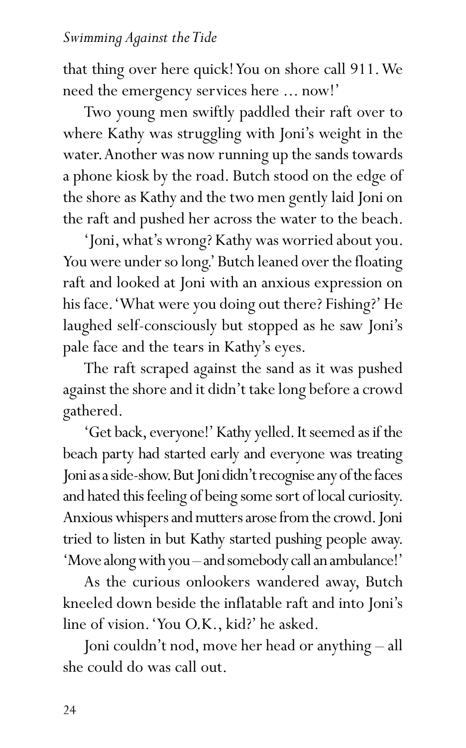that thing over here quick! You on shore call 911. We need the emergency services here ... now!'

Two young men swiftly paddled their raft over to where Kathy was struggling with Joni's weight in the water. Another was now running up the sands towards a phone kiosk by the road. Butch stood on the edge of the shore as Kathy and the two men gently laid Joni on the raft and pushed her across the water to the beach.

'Joni, what's wrong? Kathy was worried about you. You were under so long.' Butch leaned over the floating raft and looked at Joni with an anxious expression on his face. 'What were you doing out there? Fishing?' He laughed self-consciously but stopped as he saw Joni's pale face and the tears in Kathy's eyes.

The raft scraped against the sand as it was pushed against the shore and it didn't take long before a crowd gathered.

'Get back, everyone!' Kathy yelled. It seemed as if the beach party had started early and everyone was treating Joni as a side-show. But Joni didn't recognise any of the faces and hated this feeling of being some sort of local curiosity. Anxious whispers and mutters arose from the crowd. Joni tried to listen in but Kathy started pushing people away. 'Move along with you – and somebody call an ambulance!'

As the curious onlookers wandered away, Butch kneeled down beside the inflatable raft and into Joni's line of vision. 'You O.K., kid?' he asked.

Joni couldn't nod, move her head or anything – all she could do was call out.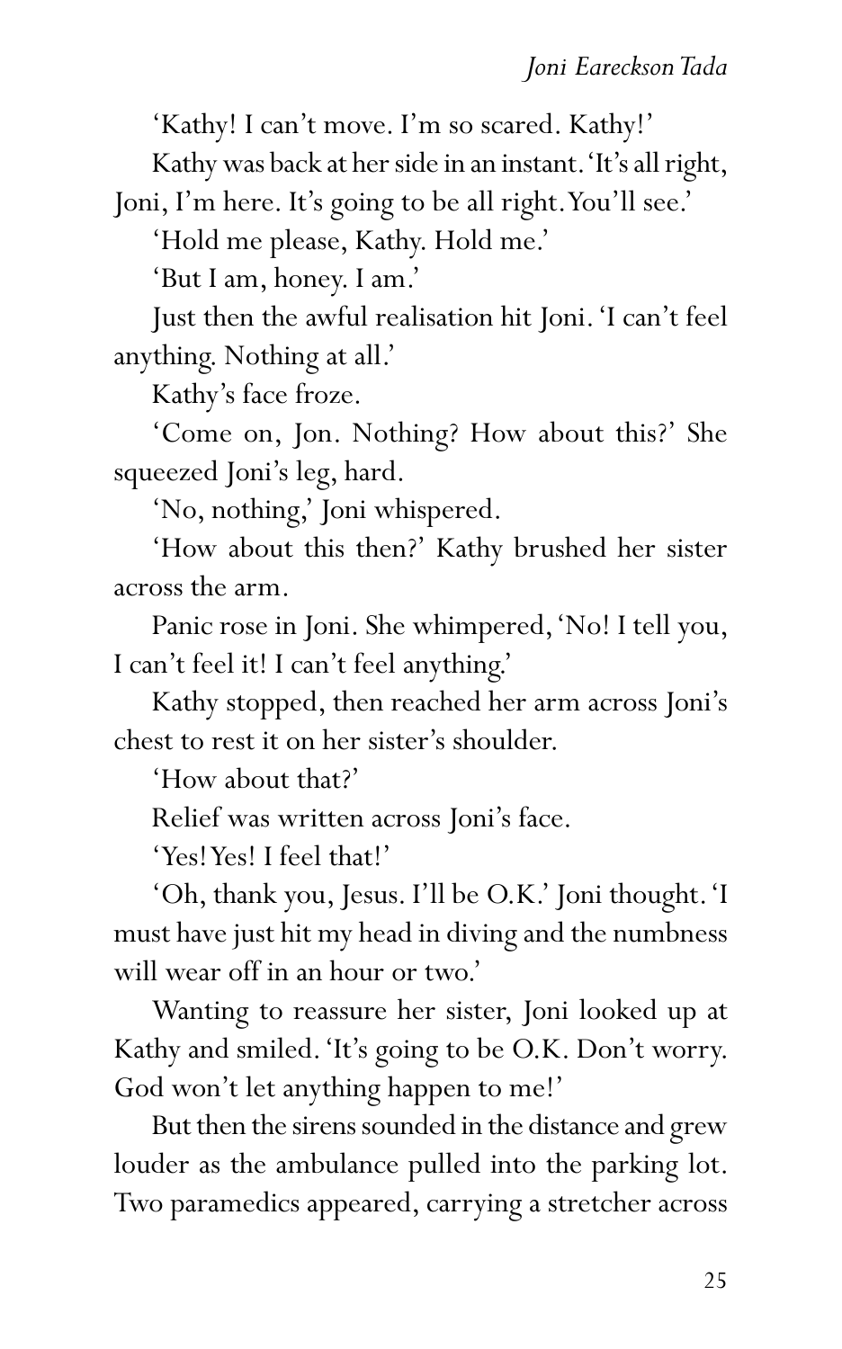'Kathy! I can't move. I'm so scared. Kathy!'

Kathy was back at her side in an instant. 'It's all right, Joni, I'm here. It's going to be all right. You'll see.'

'Hold me please, Kathy. Hold me.'

'But I am, honey. I am.'

Just then the awful realisation hit Joni. 'I can't feel anything. Nothing at all.'

Kathy's face froze.

'Come on, Jon. Nothing? How about this?' She squeezed Joni's leg, hard.

'No, nothing,' Joni whispered.

'How about this then?' Kathy brushed her sister across the arm.

Panic rose in Joni. She whimpered, 'No! I tell you, I can't feel it! I can't feel anything.'

Kathy stopped, then reached her arm across Joni's chest to rest it on her sister's shoulder.

'How about that?'

Relief was written across Joni's face.

'Yes! Yes! I feel that!'

'Oh, thank you, Jesus. I'll be O.K.' Joni thought. 'I must have just hit my head in diving and the numbness will wear off in an hour or two.'

Wanting to reassure her sister, Joni looked up at Kathy and smiled. 'It's going to be O.K. Don't worry. God won't let anything happen to me!'

But then the sirens sounded in the distance and grew louder as the ambulance pulled into the parking lot. Two paramedics appeared, carrying a stretcher across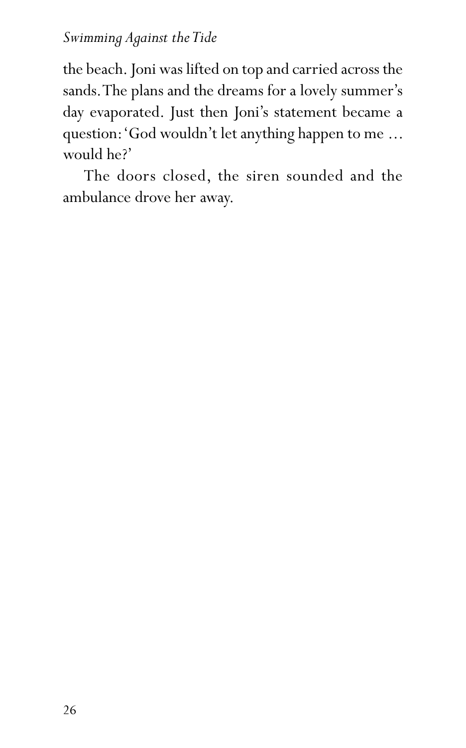the beach. Joni was lifted on top and carried across the sands. The plans and the dreams for a lovely summer's day evaporated. Just then Joni's statement became a question: 'God wouldn't let anything happen to me … would he?'

The doors closed, the siren sounded and the ambulance drove her away.